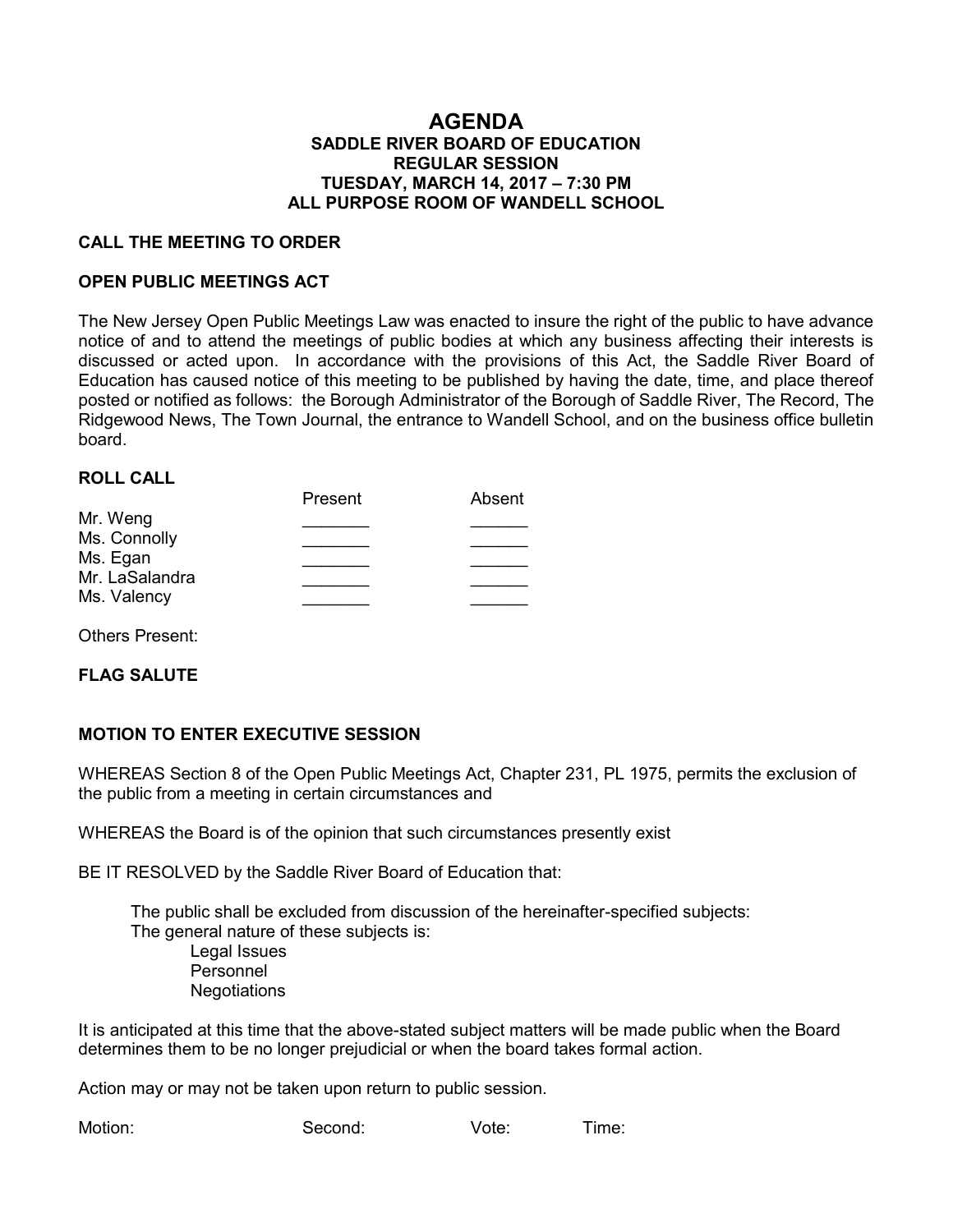# AGENDA

## SADDLE RIVER BOARD OF EDUCATION
## REGULAR SESSION
## TUESDAY, MARCH 14, 2017 – 7:30 PM
## ALL PURPOSE ROOM OF WANDELL SCHOOL

**CALL THE MEETING TO ORDER**

**OPEN PUBLIC MEETINGS ACT**

The New Jersey Open Public Meetings Law was enacted to insure the right of the public to have advance notice of and to attend the meetings of public bodies at which any business affecting their interests is discussed or acted upon. In accordance with the provisions of this Act, the Saddle River Board of Education has caused notice of this meeting to be published by having the date, time, and place thereof posted or notified as follows: the Borough Administrator of the Borough of Saddle River, The Record, The Ridgewood News, The Town Journal, the entrance to Wandell School, and on the business office bulletin board.

**ROLL CALL**

| | Present | Absent |
|---|---|---|
| Mr. Weng | _______ | ______ |
| Ms. Connolly | _______ | ______ |
| Ms. Egan | _______ | ______ |
| Mr. LaSalandra | _______ | ______ |
| Ms. Valency | _______ | ______ |

Others Present:

**FLAG SALUTE**

**MOTION TO ENTER EXECUTIVE SESSION**

WHEREAS Section 8 of the Open Public Meetings Act, Chapter 231, PL 1975, permits the exclusion of the public from a meeting in certain circumstances and

WHEREAS the Board is of the opinion that such circumstances presently exist

BE IT RESOLVED by the Saddle River Board of Education that:

> The public shall be excluded from discussion of the hereinafter-specified subjects:
> The general nature of these subjects is:
> - Legal Issues
> - Personnel
> - Negotiations

It is anticipated at this time that the above-stated subject matters will be made public when the Board determines them to be no longer prejudicial or when the board takes formal action.

Action may or may not be taken upon return to public session.

Motion: Second: Vote: Time: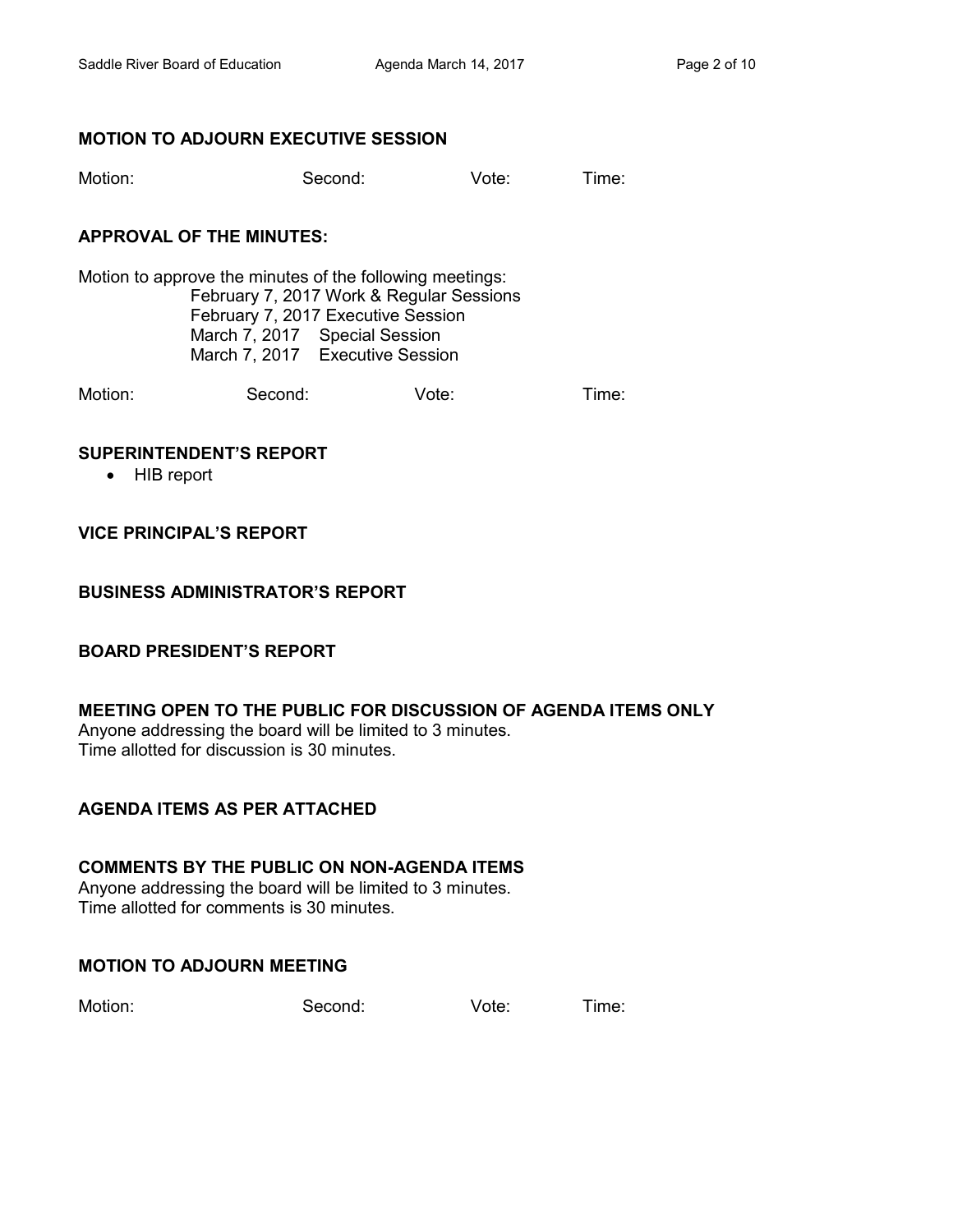**MOTION TO ADJOURN EXECUTIVE SESSION**

Motion: Second: Vote: Time:

**APPROVAL OF THE MINUTES:**

Motion to approve the minutes of the following meetings:

February 7, 2017 Work & Regular Sessions
February 7, 2017 Executive Session
March 7, 2017 Special Session
March 7, 2017 Executive Session

Motion: Second: Vote: Time:

**SUPERINTENDENT'S REPORT**

- HIB report

**VICE PRINCIPAL'S REPORT**

**BUSINESS ADMINISTRATOR'S REPORT**

**BOARD PRESIDENT'S REPORT**

**MEETING OPEN TO THE PUBLIC FOR DISCUSSION OF AGENDA ITEMS ONLY**

Anyone addressing the board will be limited to 3 minutes.
Time allotted for discussion is 30 minutes.

**AGENDA ITEMS AS PER ATTACHED**

**COMMENTS BY THE PUBLIC ON NON-AGENDA ITEMS**

Anyone addressing the board will be limited to 3 minutes.
Time allotted for comments is 30 minutes.

**MOTION TO ADJOURN MEETING**

Motion: Second: Vote: Time: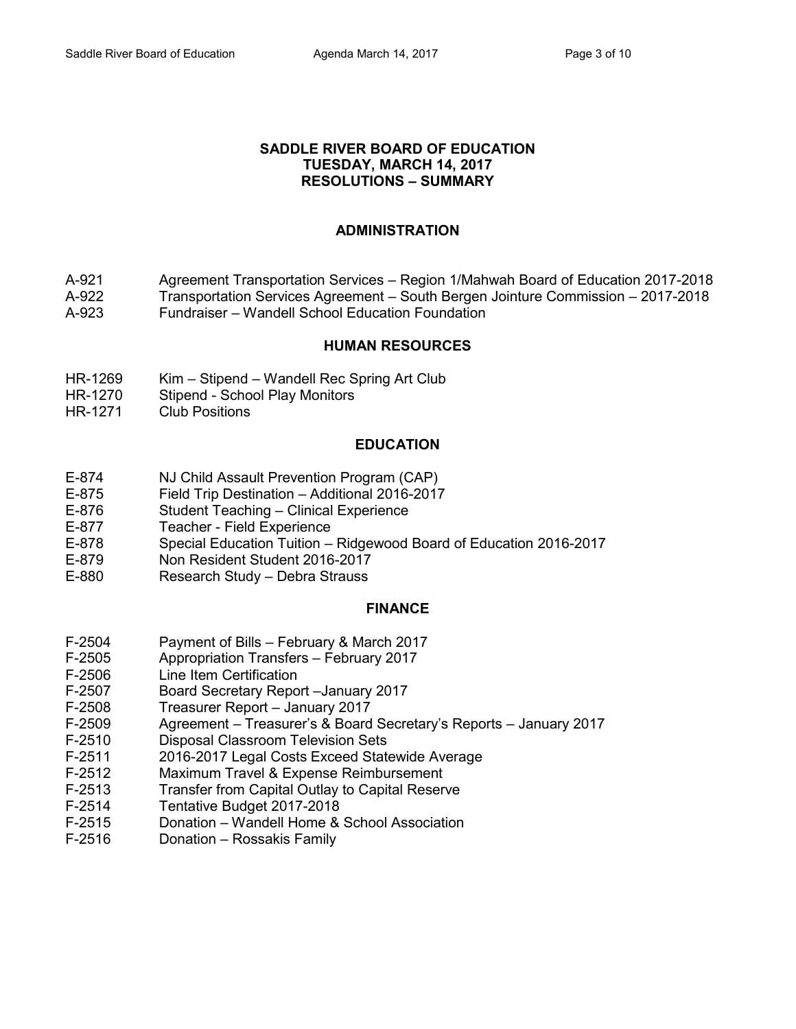# SADDLE RIVER BOARD OF EDUCATION
## TUESDAY, MARCH 14, 2017
## RESOLUTIONS – SUMMARY

### ADMINISTRATION

A-921 Agreement Transportation Services – Region 1/Mahwah Board of Education 2017-2018
A-922 Transportation Services Agreement – South Bergen Jointure Commission – 2017-2018
A-923 Fundraiser – Wandell School Education Foundation

### HUMAN RESOURCES

HR-1269 Kim – Stipend – Wandell Rec Spring Art Club
HR-1270 Stipend - School Play Monitors
HR-1271 Club Positions

### EDUCATION

E-874 NJ Child Assault Prevention Program (CAP)
E-875 Field Trip Destination – Additional 2016-2017
E-876 Student Teaching – Clinical Experience
E-877 Teacher - Field Experience
E-878 Special Education Tuition – Ridgewood Board of Education 2016-2017
E-879 Non Resident Student 2016-2017
E-880 Research Study – Debra Strauss

### FINANCE

F-2504 Payment of Bills – February & March 2017
F-2505 Appropriation Transfers – February 2017
F-2506 Line Item Certification
F-2507 Board Secretary Report –January 2017
F-2508 Treasurer Report – January 2017
F-2509 Agreement – Treasurer's & Board Secretary's Reports – January 2017
F-2510 Disposal Classroom Television Sets
F-2511 2016-2017 Legal Costs Exceed Statewide Average
F-2512 Maximum Travel & Expense Reimbursement
F-2513 Transfer from Capital Outlay to Capital Reserve
F-2514 Tentative Budget 2017-2018
F-2515 Donation – Wandell Home & School Association
F-2516 Donation – Rossakis Family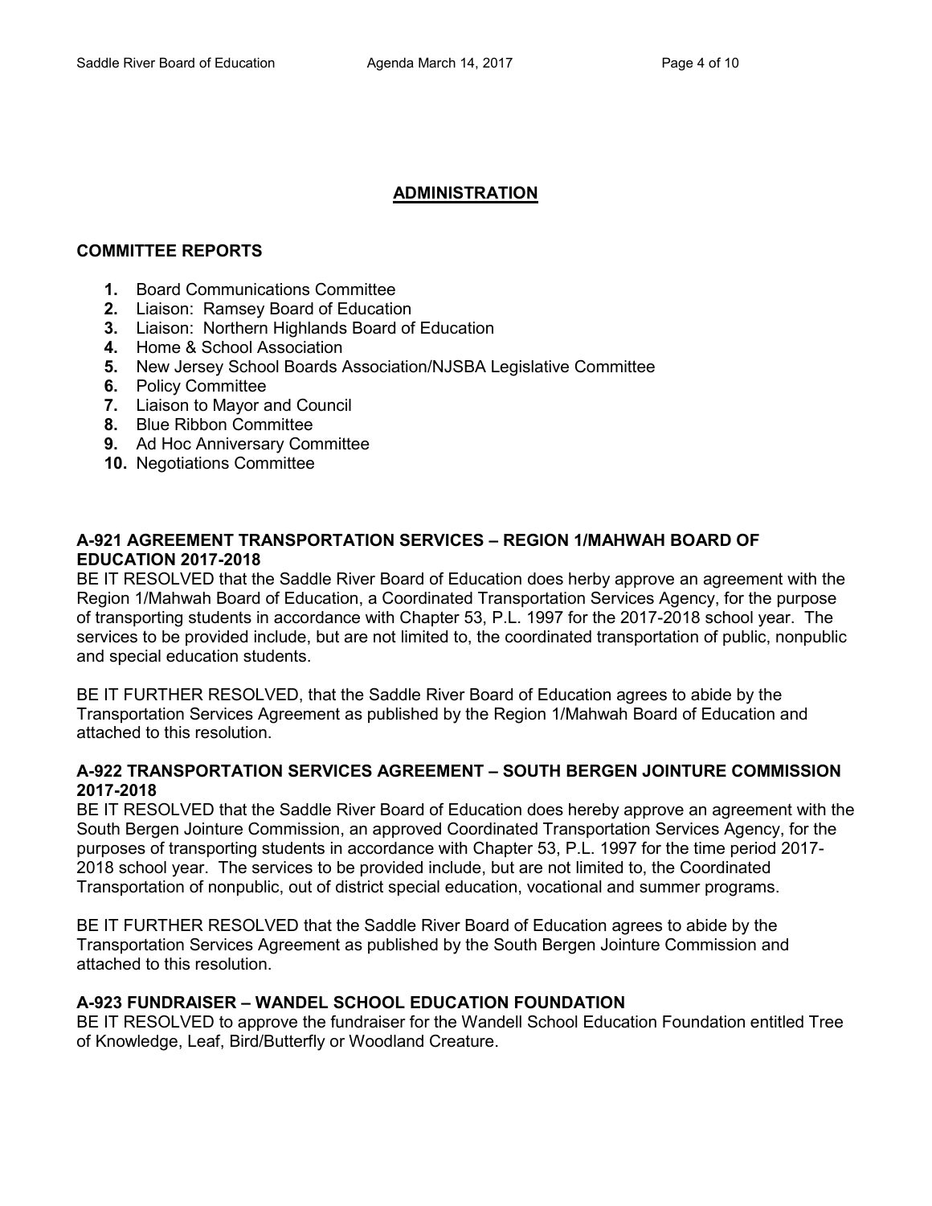## ADMINISTRATION

### COMMITTEE REPORTS

1. Board Communications Committee
2. Liaison: Ramsey Board of Education
3. Liaison: Northern Highlands Board of Education
4. Home & School Association
5. New Jersey School Boards Association/NJSBA Legislative Committee
6. Policy Committee
7. Liaison to Mayor and Council
8. Blue Ribbon Committee
9. Ad Hoc Anniversary Committee
10. Negotiations Committee

**A-921 AGREEMENT TRANSPORTATION SERVICES – REGION 1/MAHWAH BOARD OF EDUCATION 2017-2018**

BE IT RESOLVED that the Saddle River Board of Education does herby approve an agreement with the Region 1/Mahwah Board of Education, a Coordinated Transportation Services Agency, for the purpose of transporting students in accordance with Chapter 53, P.L. 1997 for the 2017-2018 school year. The services to be provided include, but are not limited to, the coordinated transportation of public, nonpublic and special education students.

BE IT FURTHER RESOLVED, that the Saddle River Board of Education agrees to abide by the Transportation Services Agreement as published by the Region 1/Mahwah Board of Education and attached to this resolution.

**A-922 TRANSPORTATION SERVICES AGREEMENT – SOUTH BERGEN JOINTURE COMMISSION 2017-2018**

BE IT RESOLVED that the Saddle River Board of Education does hereby approve an agreement with the South Bergen Jointure Commission, an approved Coordinated Transportation Services Agency, for the purposes of transporting students in accordance with Chapter 53, P.L. 1997 for the time period 2017-2018 school year. The services to be provided include, but are not limited to, the Coordinated Transportation of nonpublic, out of district special education, vocational and summer programs.

BE IT FURTHER RESOLVED that the Saddle River Board of Education agrees to abide by the Transportation Services Agreement as published by the South Bergen Jointure Commission and attached to this resolution.

**A-923 FUNDRAISER – WANDEL SCHOOL EDUCATION FOUNDATION**

BE IT RESOLVED to approve the fundraiser for the Wandell School Education Foundation entitled Tree of Knowledge, Leaf, Bird/Butterfly or Woodland Creature.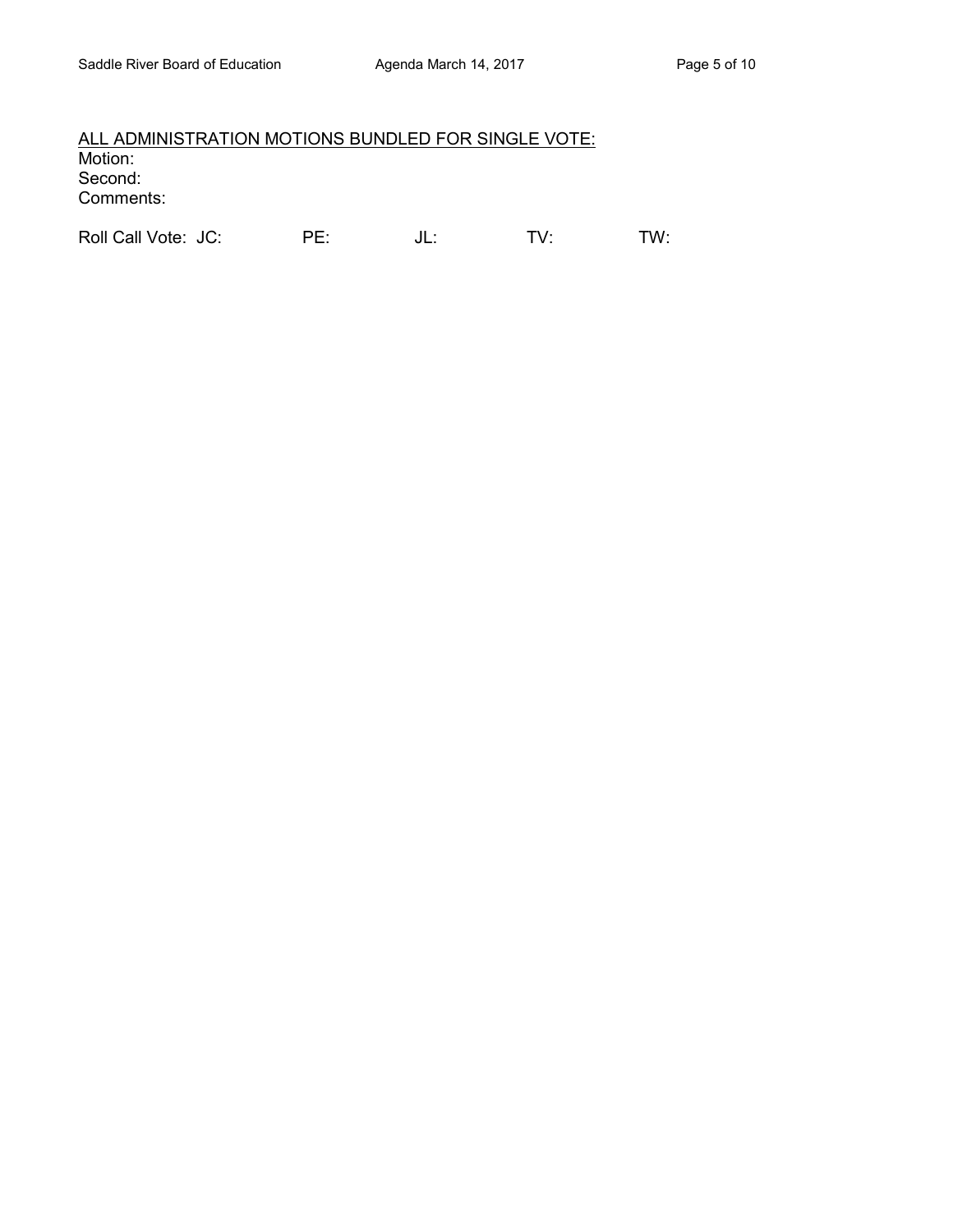<u>ALL ADMINISTRATION MOTIONS BUNDLED FOR SINGLE VOTE:</u>

Motion:
Second:
Comments:

Roll Call Vote: JC: PE: JL: TV: TW: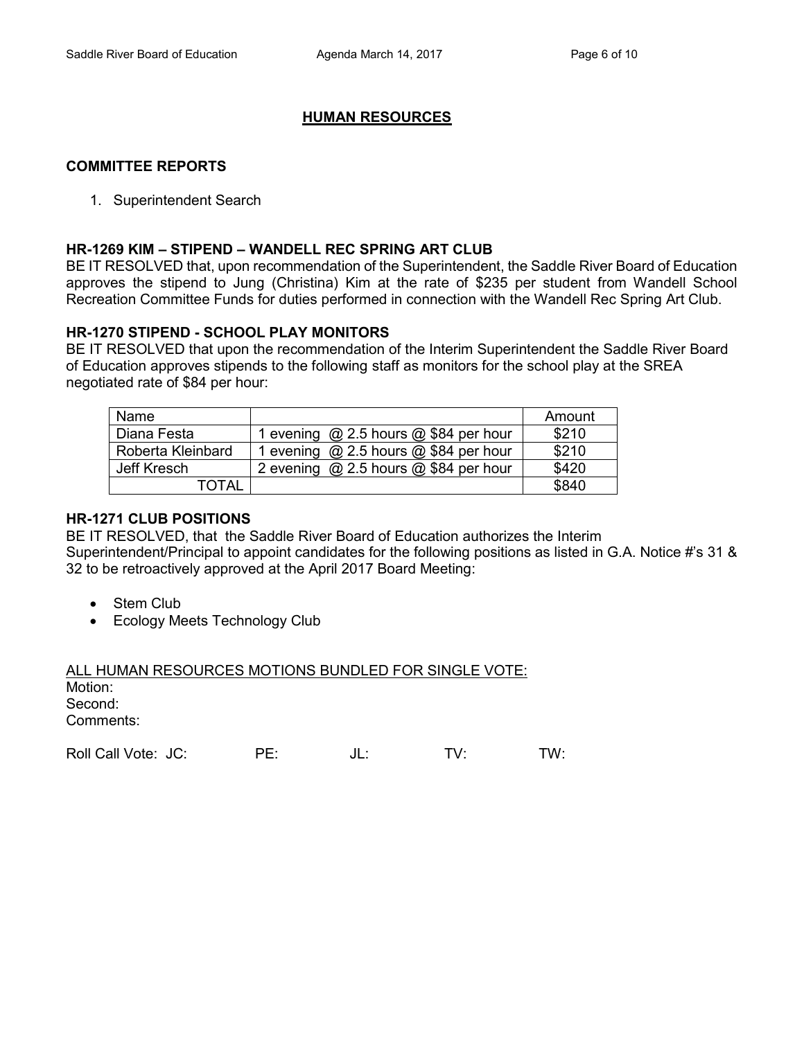## HUMAN RESOURCES

### COMMITTEE REPORTS

1. Superintendent Search

### HR-1269 KIM – STIPEND – WANDELL REC SPRING ART CLUB

BE IT RESOLVED that, upon recommendation of the Superintendent, the Saddle River Board of Education approves the stipend to Jung (Christina) Kim at the rate of $235 per student from Wandell School Recreation Committee Funds for duties performed in connection with the Wandell Rec Spring Art Club.

### HR-1270 STIPEND - SCHOOL PLAY MONITORS

BE IT RESOLVED that upon the recommendation of the Interim Superintendent the Saddle River Board of Education approves stipends to the following staff as monitors for the school play at the SREA negotiated rate of $84 per hour:

| Name | | Amount |
|---|---|---|
| Diana Festa | 1 evening @ 2.5 hours @ $84 per hour | $210 |
| Roberta Kleinbard | 1 evening @ 2.5 hours @ $84 per hour | $210 |
| Jeff Kresch | 2 evening @ 2.5 hours @ $84 per hour | $420 |
| TOTAL | | $840 |

### HR-1271 CLUB POSITIONS

BE IT RESOLVED, that the Saddle River Board of Education authorizes the Interim Superintendent/Principal to appoint candidates for the following positions as listed in G.A. Notice #'s 31 & 32 to be retroactively approved at the April 2017 Board Meeting:

- Stem Club
- Ecology Meets Technology Club

ALL HUMAN RESOURCES MOTIONS BUNDLED FOR SINGLE VOTE:

Motion:
Second:
Comments:

Roll Call Vote: JC: PE: JL: TV: TW: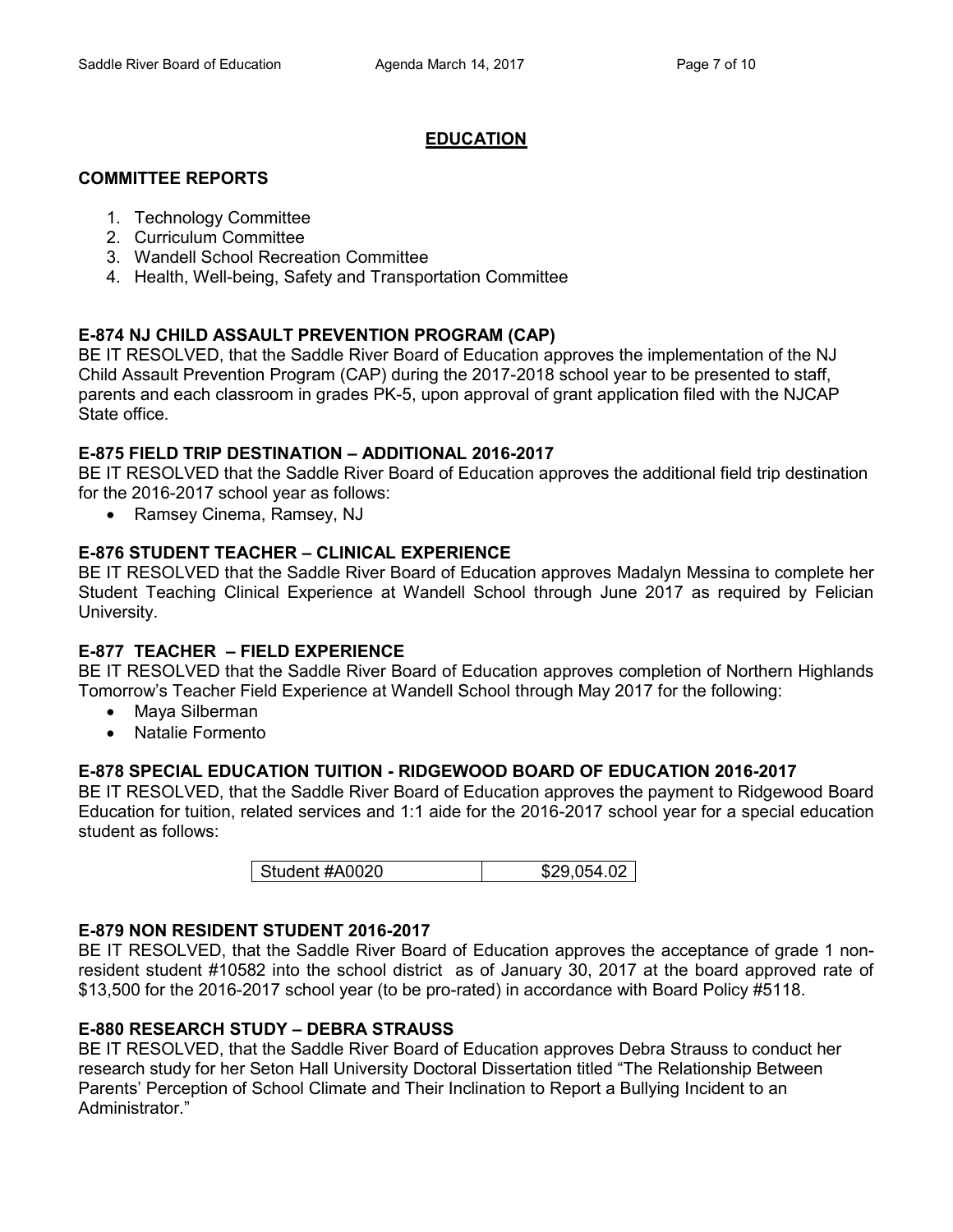## EDUCATION

**COMMITTEE REPORTS**

1. Technology Committee
2. Curriculum Committee
3. Wandell School Recreation Committee
4. Health, Well-being, Safety and Transportation Committee

### E-874 NJ CHILD ASSAULT PREVENTION PROGRAM (CAP)

BE IT RESOLVED, that the Saddle River Board of Education approves the implementation of the NJ Child Assault Prevention Program (CAP) during the 2017-2018 school year to be presented to staff, parents and each classroom in grades PK-5, upon approval of grant application filed with the NJCAP State office.

### E-875 FIELD TRIP DESTINATION – ADDITIONAL 2016-2017

BE IT RESOLVED that the Saddle River Board of Education approves the additional field trip destination for the 2016-2017 school year as follows:

- Ramsey Cinema, Ramsey, NJ

### E-876 STUDENT TEACHER – CLINICAL EXPERIENCE

BE IT RESOLVED that the Saddle River Board of Education approves Madalyn Messina to complete her Student Teaching Clinical Experience at Wandell School through June 2017 as required by Felician University.

### E-877 TEACHER – FIELD EXPERIENCE

BE IT RESOLVED that the Saddle River Board of Education approves completion of Northern Highlands Tomorrow's Teacher Field Experience at Wandell School through May 2017 for the following:

- Maya Silberman
- Natalie Formento

### E-878 SPECIAL EDUCATION TUITION - RIDGEWOOD BOARD OF EDUCATION 2016-2017

BE IT RESOLVED, that the Saddle River Board of Education approves the payment to Ridgewood Board Education for tuition, related services and 1:1 aide for the 2016-2017 school year for a special education student as follows:

| | |
|---|---|
| Student #A0020 | $29,054.02 |

### E-879 NON RESIDENT STUDENT 2016-2017

BE IT RESOLVED, that the Saddle River Board of Education approves the acceptance of grade 1 non-resident student #10582 into the school district as of January 30, 2017 at the board approved rate of $13,500 for the 2016-2017 school year (to be pro-rated) in accordance with Board Policy #5118.

### E-880 RESEARCH STUDY – DEBRA STRAUSS

BE IT RESOLVED, that the Saddle River Board of Education approves Debra Strauss to conduct her research study for her Seton Hall University Doctoral Dissertation titled "The Relationship Between Parents' Perception of School Climate and Their Inclination to Report a Bullying Incident to an Administrator."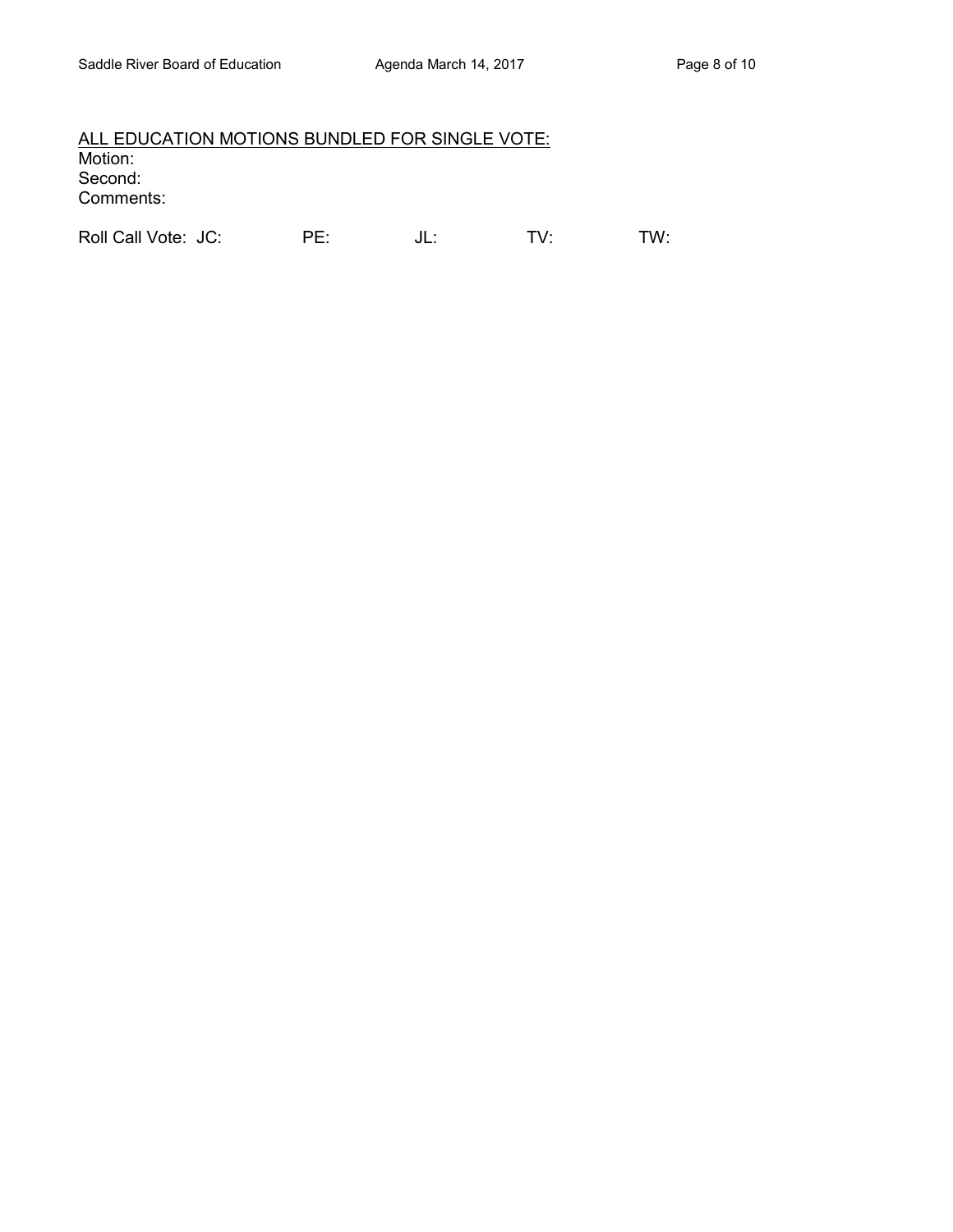ALL EDUCATION MOTIONS BUNDLED FOR SINGLE VOTE:

Motion:
Second:
Comments:

Roll Call Vote: JC: PE: JL: TV: TW: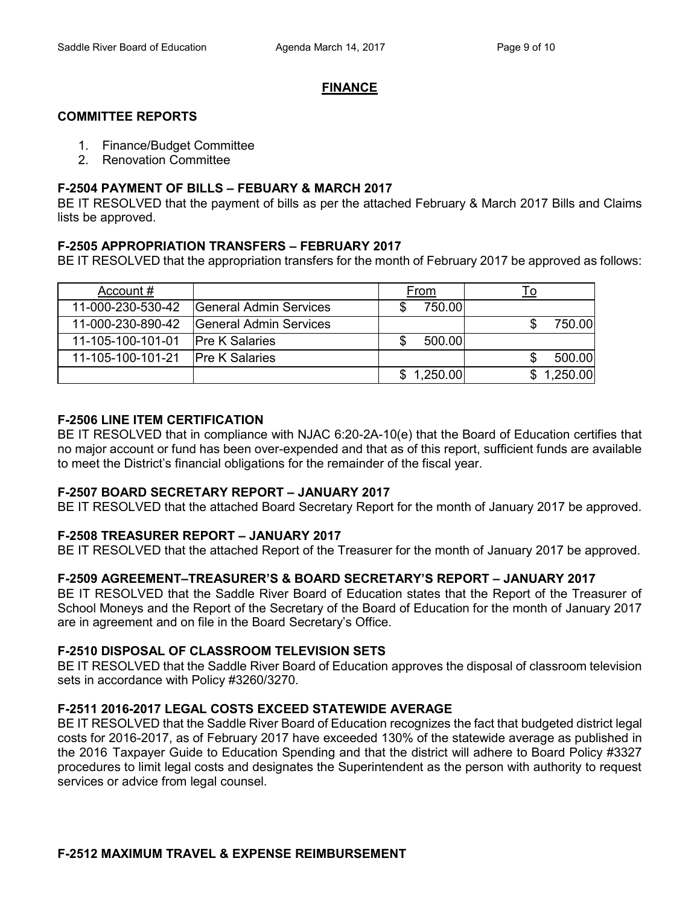## FINANCE

### COMMITTEE REPORTS

1. Finance/Budget Committee
2. Renovation Committee

### F-2504 PAYMENT OF BILLS – FEBUARY & MARCH 2017

BE IT RESOLVED that the payment of bills as per the attached February & March 2017 Bills and Claims lists be approved.

### F-2505 APPROPRIATION TRANSFERS – FEBRUARY 2017

BE IT RESOLVED that the appropriation transfers for the month of February 2017 be approved as follows:

| Account # | | From | To |
|---|---|---|---|
| 11-000-230-530-42 | General Admin Services | $ 750.00 | |
| 11-000-230-890-42 | General Admin Services | | $ 750.00 |
| 11-105-100-101-01 | Pre K Salaries | $ 500.00 | |
| 11-105-100-101-21 | Pre K Salaries | | $ 500.00 |
| | | $ 1,250.00 | $ 1,250.00 |

### F-2506 LINE ITEM CERTIFICATION

BE IT RESOLVED that in compliance with NJAC 6:20-2A-10(e) that the Board of Education certifies that no major account or fund has been over-expended and that as of this report, sufficient funds are available to meet the District's financial obligations for the remainder of the fiscal year.

### F-2507 BOARD SECRETARY REPORT – JANUARY 2017

BE IT RESOLVED that the attached Board Secretary Report for the month of January 2017 be approved.

### F-2508 TREASURER REPORT – JANUARY 2017

BE IT RESOLVED that the attached Report of the Treasurer for the month of January 2017 be approved.

### F-2509 AGREEMENT–TREASURER'S & BOARD SECRETARY'S REPORT – JANUARY 2017

BE IT RESOLVED that the Saddle River Board of Education states that the Report of the Treasurer of School Moneys and the Report of the Secretary of the Board of Education for the month of January 2017 are in agreement and on file in the Board Secretary's Office.

### F-2510 DISPOSAL OF CLASSROOM TELEVISION SETS

BE IT RESOLVED that the Saddle River Board of Education approves the disposal of classroom television sets in accordance with Policy #3260/3270.

### F-2511 2016-2017 LEGAL COSTS EXCEED STATEWIDE AVERAGE

BE IT RESOLVED that the Saddle River Board of Education recognizes the fact that budgeted district legal costs for 2016-2017, as of February 2017 have exceeded 130% of the statewide average as published in the 2016 Taxpayer Guide to Education Spending and that the district will adhere to Board Policy #3327 procedures to limit legal costs and designates the Superintendent as the person with authority to request services or advice from legal counsel.

### F-2512 MAXIMUM TRAVEL & EXPENSE REIMBURSEMENT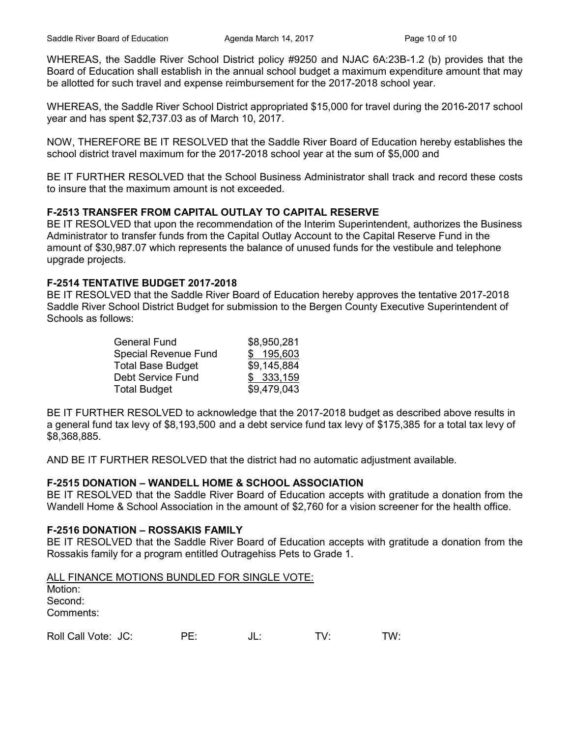WHEREAS, the Saddle River School District policy #9250 and NJAC 6A:23B-1.2 (b) provides that the Board of Education shall establish in the annual school budget a maximum expenditure amount that may be allotted for such travel and expense reimbursement for the 2017-2018 school year.

WHEREAS, the Saddle River School District appropriated $15,000 for travel during the 2016-2017 school year and has spent $2,737.03 as of March 10, 2017.

NOW, THEREFORE BE IT RESOLVED that the Saddle River Board of Education hereby establishes the school district travel maximum for the 2017-2018 school year at the sum of $5,000 and

BE IT FURTHER RESOLVED that the School Business Administrator shall track and record these costs to insure that the maximum amount is not exceeded.

### F-2513 TRANSFER FROM CAPITAL OUTLAY TO CAPITAL RESERVE

BE IT RESOLVED that upon the recommendation of the Interim Superintendent, authorizes the Business Administrator to transfer funds from the Capital Outlay Account to the Capital Reserve Fund in the amount of $30,987.07 which represents the balance of unused funds for the vestibule and telephone upgrade projects.

### F-2514 TENTATIVE BUDGET 2017-2018

BE IT RESOLVED that the Saddle River Board of Education hereby approves the tentative 2017-2018 Saddle River School District Budget for submission to the Bergen County Executive Superintendent of Schools as follows:

| | |
|---|---|
| General Fund | $8,950,281 |
| Special Revenue Fund | $ 195,603 |
| Total Base Budget | $9,145,884 |
| Debt Service Fund | $ 333,159 |
| Total Budget | $9,479,043 |

BE IT FURTHER RESOLVED to acknowledge that the 2017-2018 budget as described above results in a general fund tax levy of $8,193,500 and a debt service fund tax levy of $175,385 for a total tax levy of $8,368,885.

AND BE IT FURTHER RESOLVED that the district had no automatic adjustment available.

### F-2515 DONATION – WANDELL HOME & SCHOOL ASSOCIATION

BE IT RESOLVED that the Saddle River Board of Education accepts with gratitude a donation from the Wandell Home & School Association in the amount of $2,760 for a vision screener for the health office.

### F-2516 DONATION – ROSSAKIS FAMILY

BE IT RESOLVED that the Saddle River Board of Education accepts with gratitude a donation from the Rossakis family for a program entitled Outragehiss Pets to Grade 1.

ALL FINANCE MOTIONS BUNDLED FOR SINGLE VOTE:

Motion:
Second:
Comments:

Roll Call Vote: JC: PE: JL: TV: TW: